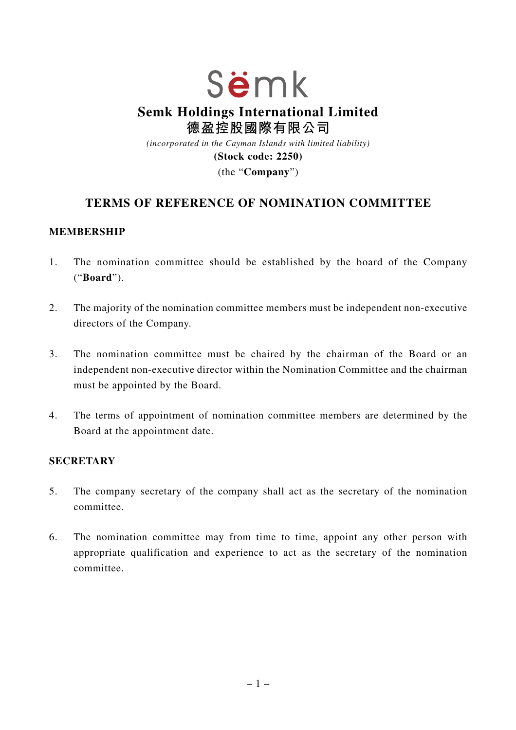Sëmk

# Semk Holdings International Limited
# 德盈控股國際有限公司

*(incorporated in the Cayman Islands with limited liability)*

**(Stock code: 2250)**

(the "**Company**")

## TERMS OF REFERENCE OF NOMINATION COMMITTEE

### MEMBERSHIP

1. The nomination committee should be established by the board of the Company ("**Board**").

2. The majority of the nomination committee members must be independent non-executive directors of the Company.

3. The nomination committee must be chaired by the chairman of the Board or an independent non-executive director within the Nomination Committee and the chairman must be appointed by the Board.

4. The terms of appointment of nomination committee members are determined by the Board at the appointment date.

### SECRETARY

5. The company secretary of the company shall act as the secretary of the nomination committee.

6. The nomination committee may from time to time, appoint any other person with appropriate qualification and experience to act as the secretary of the nomination committee.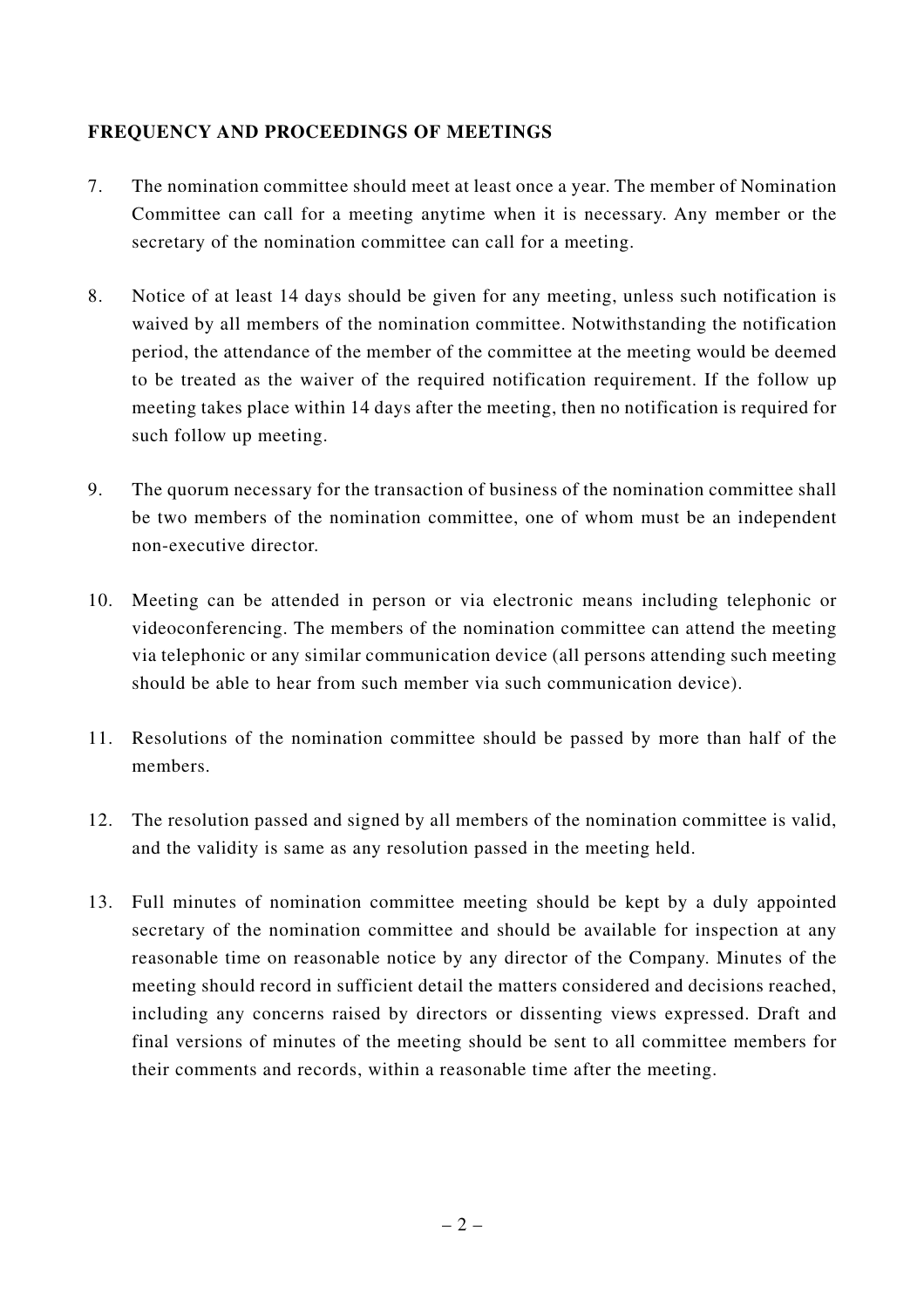## FREQUENCY AND PROCEEDINGS OF MEETINGS

7. The nomination committee should meet at least once a year. The member of Nomination Committee can call for a meeting anytime when it is necessary. Any member or the secretary of the nomination committee can call for a meeting.

8. Notice of at least 14 days should be given for any meeting, unless such notification is waived by all members of the nomination committee. Notwithstanding the notification period, the attendance of the member of the committee at the meeting would be deemed to be treated as the waiver of the required notification requirement. If the follow up meeting takes place within 14 days after the meeting, then no notification is required for such follow up meeting.

9. The quorum necessary for the transaction of business of the nomination committee shall be two members of the nomination committee, one of whom must be an independent non-executive director.

10. Meeting can be attended in person or via electronic means including telephonic or videoconferencing. The members of the nomination committee can attend the meeting via telephonic or any similar communication device (all persons attending such meeting should be able to hear from such member via such communication device).

11. Resolutions of the nomination committee should be passed by more than half of the members.

12. The resolution passed and signed by all members of the nomination committee is valid, and the validity is same as any resolution passed in the meeting held.

13. Full minutes of nomination committee meeting should be kept by a duly appointed secretary of the nomination committee and should be available for inspection at any reasonable time on reasonable notice by any director of the Company. Minutes of the meeting should record in sufficient detail the matters considered and decisions reached, including any concerns raised by directors or dissenting views expressed. Draft and final versions of minutes of the meeting should be sent to all committee members for their comments and records, within a reasonable time after the meeting.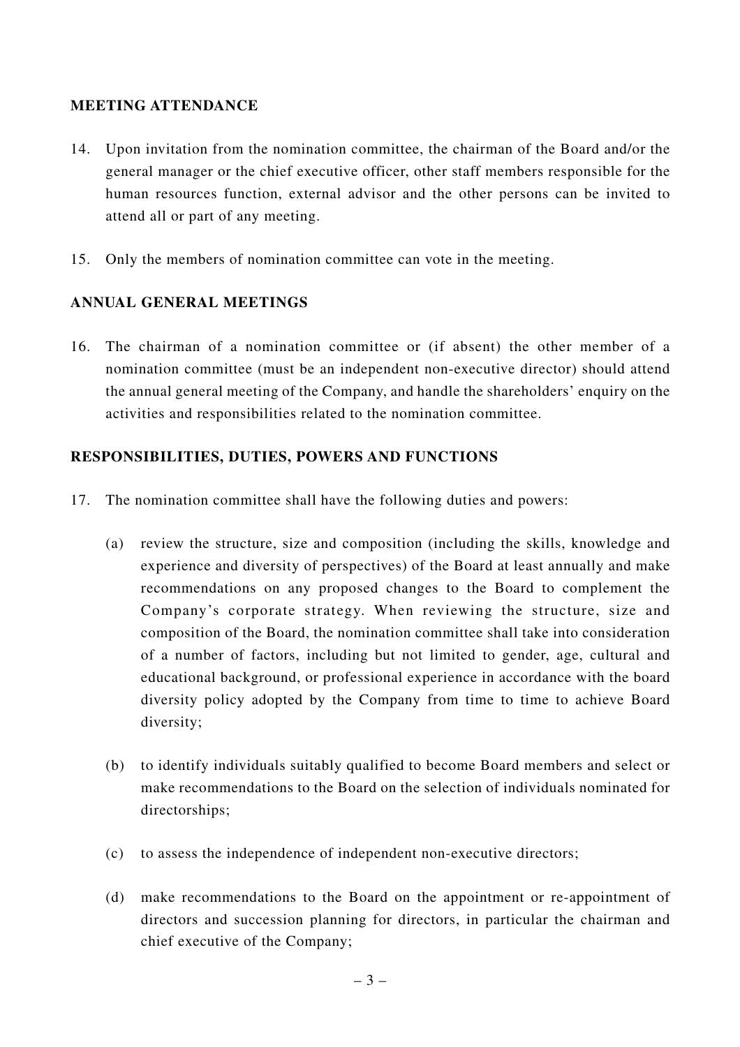## MEETING ATTENDANCE

14. Upon invitation from the nomination committee, the chairman of the Board and/or the general manager or the chief executive officer, other staff members responsible for the human resources function, external advisor and the other persons can be invited to attend all or part of any meeting.

15. Only the members of nomination committee can vote in the meeting.

## ANNUAL GENERAL MEETINGS

16. The chairman of a nomination committee or (if absent) the other member of a nomination committee (must be an independent non-executive director) should attend the annual general meeting of the Company, and handle the shareholders' enquiry on the activities and responsibilities related to the nomination committee.

## RESPONSIBILITIES, DUTIES, POWERS AND FUNCTIONS

17. The nomination committee shall have the following duties and powers:

    (a) review the structure, size and composition (including the skills, knowledge and experience and diversity of perspectives) of the Board at least annually and make recommendations on any proposed changes to the Board to complement the Company's corporate strategy. When reviewing the structure, size and composition of the Board, the nomination committee shall take into consideration of a number of factors, including but not limited to gender, age, cultural and educational background, or professional experience in accordance with the board diversity policy adopted by the Company from time to time to achieve Board diversity;

    (b) to identify individuals suitably qualified to become Board members and select or make recommendations to the Board on the selection of individuals nominated for directorships;

    (c) to assess the independence of independent non-executive directors;

    (d) make recommendations to the Board on the appointment or re-appointment of directors and succession planning for directors, in particular the chairman and chief executive of the Company;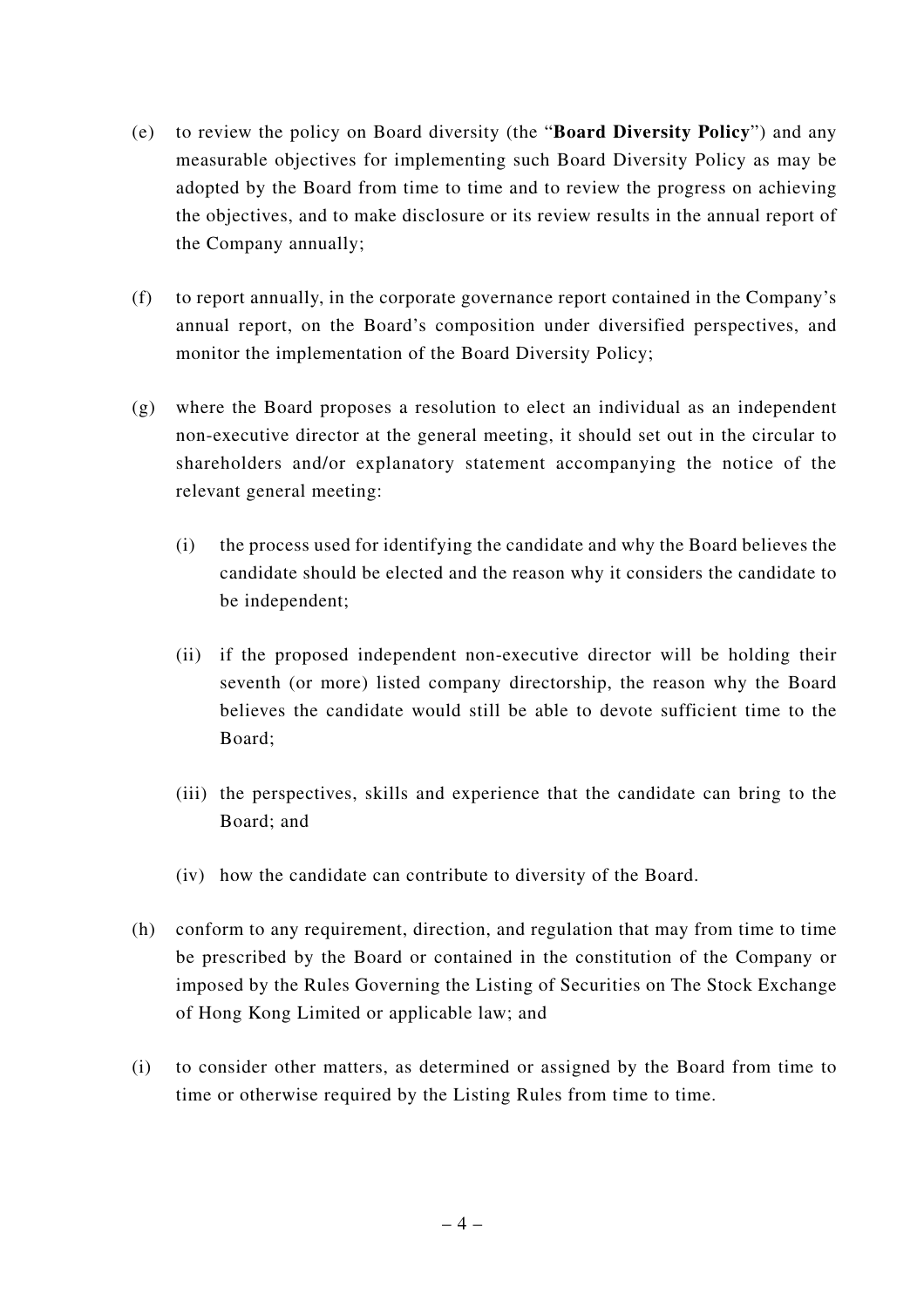(e) to review the policy on Board diversity (the "**Board Diversity Policy**") and any measurable objectives for implementing such Board Diversity Policy as may be adopted by the Board from time to time and to review the progress on achieving the objectives, and to make disclosure or its review results in the annual report of the Company annually;

(f) to report annually, in the corporate governance report contained in the Company's annual report, on the Board's composition under diversified perspectives, and monitor the implementation of the Board Diversity Policy;

(g) where the Board proposes a resolution to elect an individual as an independent non-executive director at the general meeting, it should set out in the circular to shareholders and/or explanatory statement accompanying the notice of the relevant general meeting:

    (i) the process used for identifying the candidate and why the Board believes the candidate should be elected and the reason why it considers the candidate to be independent;

    (ii) if the proposed independent non-executive director will be holding their seventh (or more) listed company directorship, the reason why the Board believes the candidate would still be able to devote sufficient time to the Board;

    (iii) the perspectives, skills and experience that the candidate can bring to the Board; and

    (iv) how the candidate can contribute to diversity of the Board.

(h) conform to any requirement, direction, and regulation that may from time to time be prescribed by the Board or contained in the constitution of the Company or imposed by the Rules Governing the Listing of Securities on The Stock Exchange of Hong Kong Limited or applicable law; and

(i) to consider other matters, as determined or assigned by the Board from time to time or otherwise required by the Listing Rules from time to time.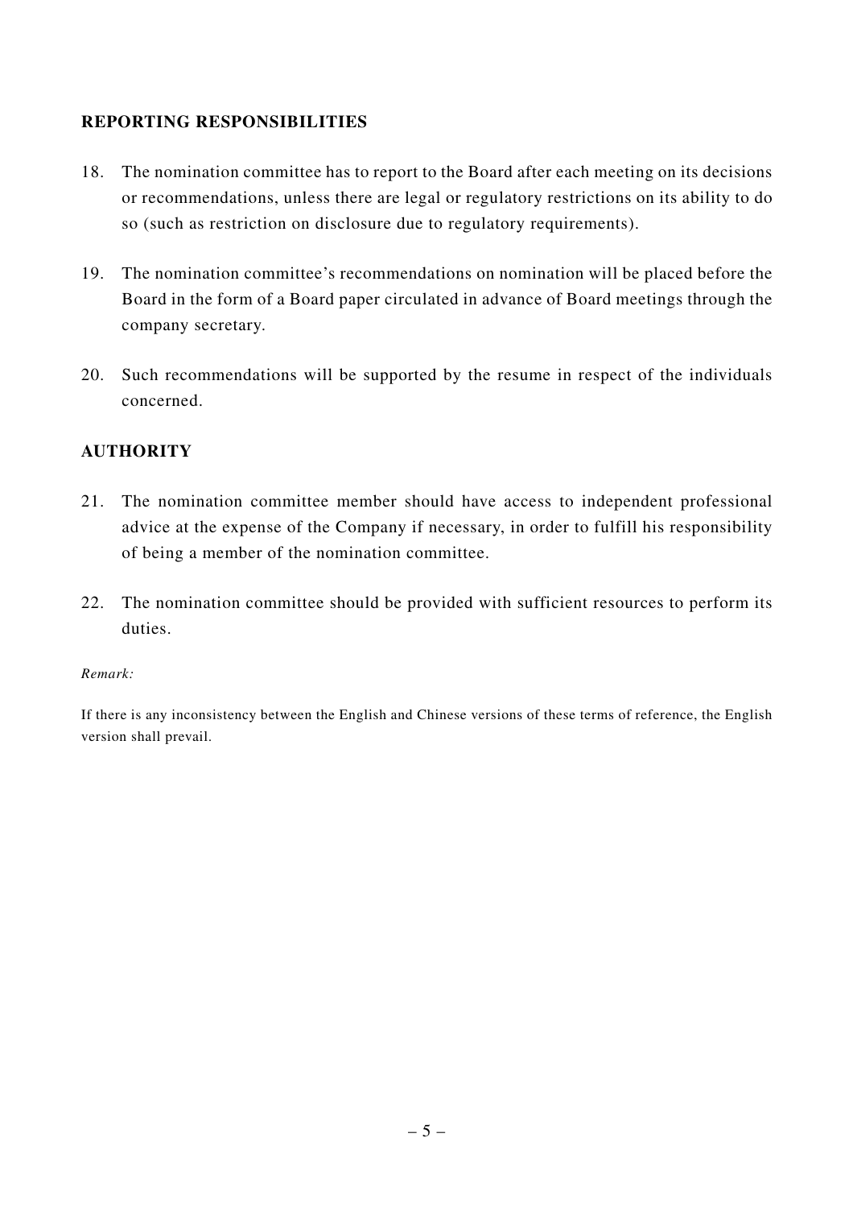## REPORTING RESPONSIBILITIES

18. The nomination committee has to report to the Board after each meeting on its decisions or recommendations, unless there are legal or regulatory restrictions on its ability to do so (such as restriction on disclosure due to regulatory requirements).

19. The nomination committee's recommendations on nomination will be placed before the Board in the form of a Board paper circulated in advance of Board meetings through the company secretary.

20. Such recommendations will be supported by the resume in respect of the individuals concerned.

## AUTHORITY

21. The nomination committee member should have access to independent professional advice at the expense of the Company if necessary, in order to fulfill his responsibility of being a member of the nomination committee.

22. The nomination committee should be provided with sufficient resources to perform its duties.

*Remark:*

If there is any inconsistency between the English and Chinese versions of these terms of reference, the English version shall prevail.